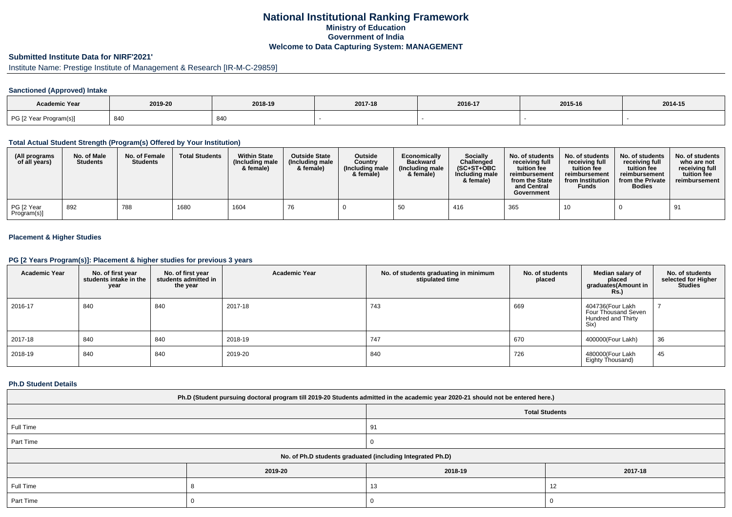# National Institutional Ranking Framework
## Ministry of Education
## Government of India
## Welcome to Data Capturing System: MANAGEMENT

### Submitted Institute Data for NIRF'2021'

Institute Name: Prestige Institute of Management & Research [IR-M-C-29859]

#### Sanctioned (Approved) Intake

| Academic Year | 2019-20 | 2018-19 | 2017-18 | 2016-17 | 2015-16 | 2014-15 |
|---|---|---|---|---|---|---|
| PG [2 Year Program(s)] | 840 | 840 | - | - | - | - |

#### Total Actual Student Strength (Program(s) Offered by Your Institution)

| (All programs of all years) | No. of Male Students | No. of Female Students | Total Students | Within State (Including male & female) | Outside State (Including male & female) | Outside Country (Including male & female) | Economically Backward (Including male & female) | Socially Challenged (SC+ST+OBC Including male & female) | No. of students receiving full tuition fee reimbursement from the State and Central Government | No. of students receiving full tuition fee reimbursement from Institution Funds | No. of students receiving full tuition fee reimbursement from the Private Bodies | No. of students who are not receiving full tuition fee reimbursement |
|---|---|---|---|---|---|---|---|---|---|---|---|---|
| PG [2 Year Program(s)] | 892 | 788 | 1680 | 1604 | 76 | 0 | 50 | 416 | 365 | 10 | 0 | 91 |

#### Placement & Higher Studies

#### PG [2 Years Program(s)]: Placement & higher studies for previous 3 years

| Academic Year | No. of first year students intake in the year | No. of first year students admitted in the year | Academic Year | No. of students graduating in minimum stipulated time | No. of students placed | Median salary of placed graduates(Amount in Rs.) | No. of students selected for Higher Studies |
|---|---|---|---|---|---|---|---|
| 2016-17 | 840 | 840 | 2017-18 | 743 | 669 | 404736(Four Lakh Four Thousand Seven Hundred and Thirty Six) | 7 |
| 2017-18 | 840 | 840 | 2018-19 | 747 | 670 | 400000(Four Lakh) | 36 |
| 2018-19 | 840 | 840 | 2019-20 | 840 | 726 | 480000(Four Lakh Eighty Thousand) | 45 |

#### Ph.D Student Details

| Ph.D (Student pursuing doctoral program till 2019-20 Students admitted in the academic year 2020-21 should not be entered here.) | |
|---|---|
| | Total Students |
| Full Time | 91 |
| Part Time | 0 |

| No. of Ph.D students graduated (including Integrated Ph.D) | | | |
|---|---|---|---|
| | 2019-20 | 2018-19 | 2017-18 |
| Full Time | 8 | 13 | 12 |
| Part Time | 0 | 0 | 0 |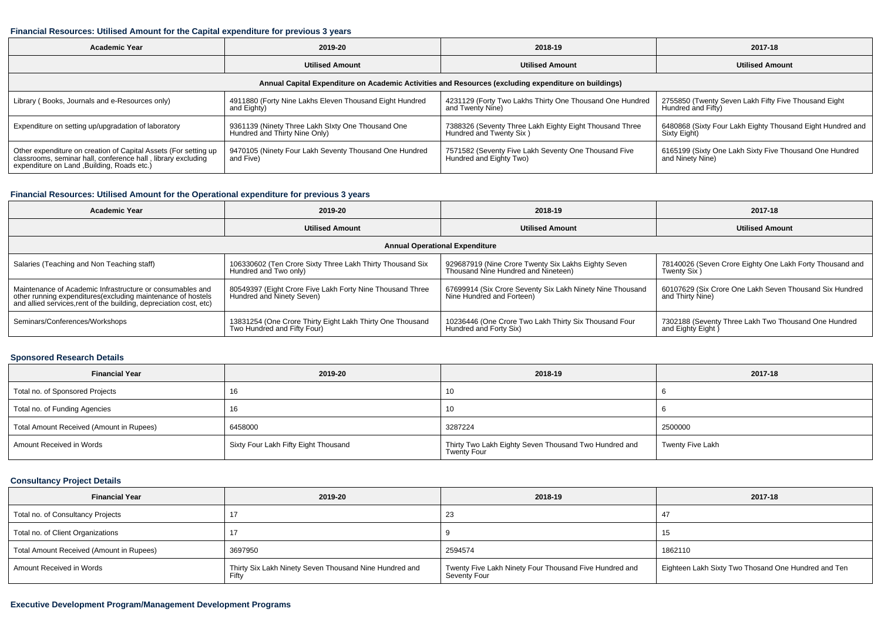### Financial Resources: Utilised Amount for the Capital expenditure for previous 3 years

| Academic Year | 2019-20 | 2018-19 | 2017-18 |
|---|---|---|---|
| | Utilised Amount | Utilised Amount | Utilised Amount |
| Annual Capital Expenditure on Academic Activities and Resources (excluding expenditure on buildings) | | | |
| Library ( Books, Journals and e-Resources only) | 4911880 (Forty Nine Lakhs Eleven Thousand Eight Hundred and Eighty) | 4231129 (Forty Two Lakhs Thirty One Thousand One Hundred and Twenty Nine) | 2755850 (Twenty Seven Lakh Fifty Five Thousand Eight Hundred and Fifty) |
| Expenditure on setting up/upgradation of laboratory | 9361139 (Ninety Three Lakh SIxty One Thousand One Hundred and Thirty Nine Only) | 7388326 (Seventy Three Lakh Eighty Eight Thousand Three Hundred and Twenty Six ) | 6480868 (Sixty Four Lakh Eighty Thousand Eight Hundred and Sixty Eight) |
| Other expenditure on creation of Capital Assets (For setting up classrooms, seminar hall, conference hall , library excluding expenditure on Land ,Building, Roads etc.) | 9470105 (Ninety Four Lakh Seventy Thousand One Hundred and Five) | 7571582 (Seventy Five Lakh Seventy One Thousand Five Hundred and Eighty Two) | 6165199 (Sixty One Lakh Sixty Five Thousand One Hundred and Ninety Nine) |

### Financial Resources: Utilised Amount for the Operational expenditure for previous 3 years

| Academic Year | 2019-20 | 2018-19 | 2017-18 |
|---|---|---|---|
| | Utilised Amount | Utilised Amount | Utilised Amount |
| Annual Operational Expenditure | | | |
| Salaries (Teaching and Non Teaching staff) | 106330602 (Ten Crore Sixty Three Lakh Thirty Thousand Six Hundred and Two only) | 929687919 (Nine Crore Twenty Six Lakhs Eighty Seven Thousand Nine Hundred and Nineteen) | 78140026 (Seven Crore Eighty One Lakh Forty Thousand and Twenty Six ) |
| Maintenance of Academic Infrastructure or consumables and other running expenditures(excluding maintenance of hostels and allied services,rent of the building, depreciation cost, etc) | 80549397 (Eight Crore Five Lakh Forty Nine Thousand Three Hundred and Ninety Seven) | 67699914 (Six Crore Seventy Six Lakh Ninety Nine Thousand Nine Hundred and Forteen) | 60107629 (Six Crore One Lakh Seven Thousand Six Hundred and Thirty Nine) |
| Seminars/Conferences/Workshops | 13831254 (One Crore Thirty Eight Lakh Thirty One Thousand Two Hundred and Fifty Four) | 10236446 (One Crore Two Lakh Thirty Six Thousand Four Hundred and Forty Six) | 7302188 (Seventy Three Lakh Two Thousand One Hundred and Eighty Eight ) |

### Sponsored Research Details

| Financial Year | 2019-20 | 2018-19 | 2017-18 |
|---|---|---|---|
| Total no. of Sponsored Projects | 16 | 10 | 6 |
| Total no. of Funding Agencies | 16 | 10 | 6 |
| Total Amount Received (Amount in Rupees) | 6458000 | 3287224 | 2500000 |
| Amount Received in Words | Sixty Four Lakh Fifty Eight Thousand | Thirty Two Lakh Eighty Seven Thousand Two Hundred and Twenty Four | Twenty Five Lakh |

### Consultancy Project Details

| Financial Year | 2019-20 | 2018-19 | 2017-18 |
|---|---|---|---|
| Total no. of Consultancy Projects | 17 | 23 | 47 |
| Total no. of Client Organizations | 17 | 9 | 15 |
| Total Amount Received (Amount in Rupees) | 3697950 | 2594574 | 1862110 |
| Amount Received in Words | Thirty Six Lakh Ninety Seven Thousand Nine Hundred and Fifty | Twenty Five Lakh Ninety Four Thousand Five Hundred and Seventy Four | Eighteen Lakh Sixty Two Thosand One Hundred and Ten |

### Executive Development Program/Management Development Programs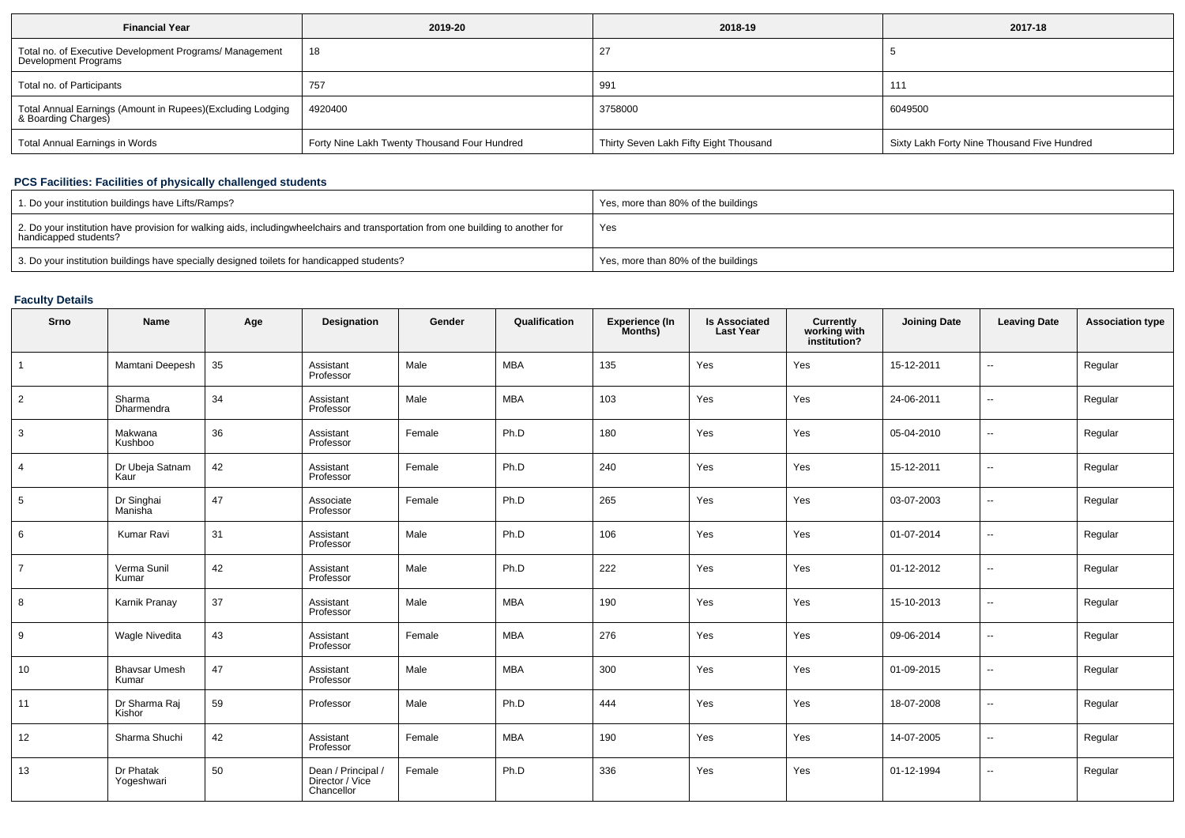| Financial Year | 2019-20 | 2018-19 | 2017-18 |
|---|---|---|---|
| Total no. of Executive Development Programs/ Management Development Programs | 18 | 27 | 5 |
| Total no. of Participants | 757 | 991 | 111 |
| Total Annual Earnings (Amount in Rupees)(Excluding Lodging & Boarding Charges) | 4920400 | 3758000 | 6049500 |
| Total Annual Earnings in Words | Forty Nine Lakh Twenty Thousand Four Hundred | Thirty Seven Lakh Fifty Eight Thousand | Sixty Lakh Forty Nine Thousand Five Hundred |

### PCS Facilities: Facilities of physically challenged students

| | |
|---|---|
| 1. Do your institution buildings have Lifts/Ramps? | Yes, more than 80% of the buildings |
| 2. Do your institution have provision for walking aids, includingwheelchairs and transportation from one building to another for handicapped students? | Yes |
| 3. Do your institution buildings have specially designed toilets for handicapped students? | Yes, more than 80% of the buildings |

### Faculty Details

| Srno | Name | Age | Designation | Gender | Qualification | Experience (In Months) | Is Associated Last Year | Currently working with institution? | Joining Date | Leaving Date | Association type |
|---|---|---|---|---|---|---|---|---|---|---|---|
| 1 | Mamtani Deepesh | 35 | Assistant Professor | Male | MBA | 135 | Yes | Yes | 15-12-2011 | -- | Regular |
| 2 | Sharma Dharmendra | 34 | Assistant Professor | Male | MBA | 103 | Yes | Yes | 24-06-2011 | -- | Regular |
| 3 | Makwana Kushboo | 36 | Assistant Professor | Female | Ph.D | 180 | Yes | Yes | 05-04-2010 | -- | Regular |
| 4 | Dr Ubeja Satnam Kaur | 42 | Assistant Professor | Female | Ph.D | 240 | Yes | Yes | 15-12-2011 | -- | Regular |
| 5 | Dr Singhai Manisha | 47 | Associate Professor | Female | Ph.D | 265 | Yes | Yes | 03-07-2003 | -- | Regular |
| 6 | Kumar Ravi | 31 | Assistant Professor | Male | Ph.D | 106 | Yes | Yes | 01-07-2014 | -- | Regular |
| 7 | Verma Sunil Kumar | 42 | Assistant Professor | Male | Ph.D | 222 | Yes | Yes | 01-12-2012 | -- | Regular |
| 8 | Karnik Pranay | 37 | Assistant Professor | Male | MBA | 190 | Yes | Yes | 15-10-2013 | -- | Regular |
| 9 | Wagle Nivedita | 43 | Assistant Professor | Female | MBA | 276 | Yes | Yes | 09-06-2014 | -- | Regular |
| 10 | Bhavsar Umesh Kumar | 47 | Assistant Professor | Male | MBA | 300 | Yes | Yes | 01-09-2015 | -- | Regular |
| 11 | Dr Sharma Raj Kishor | 59 | Professor | Male | Ph.D | 444 | Yes | Yes | 18-07-2008 | -- | Regular |
| 12 | Sharma Shuchi | 42 | Assistant Professor | Female | MBA | 190 | Yes | Yes | 14-07-2005 | -- | Regular |
| 13 | Dr Phatak Yogeshwari | 50 | Dean / Principal / Director / Vice Chancellor | Female | Ph.D | 336 | Yes | Yes | 01-12-1994 | -- | Regular |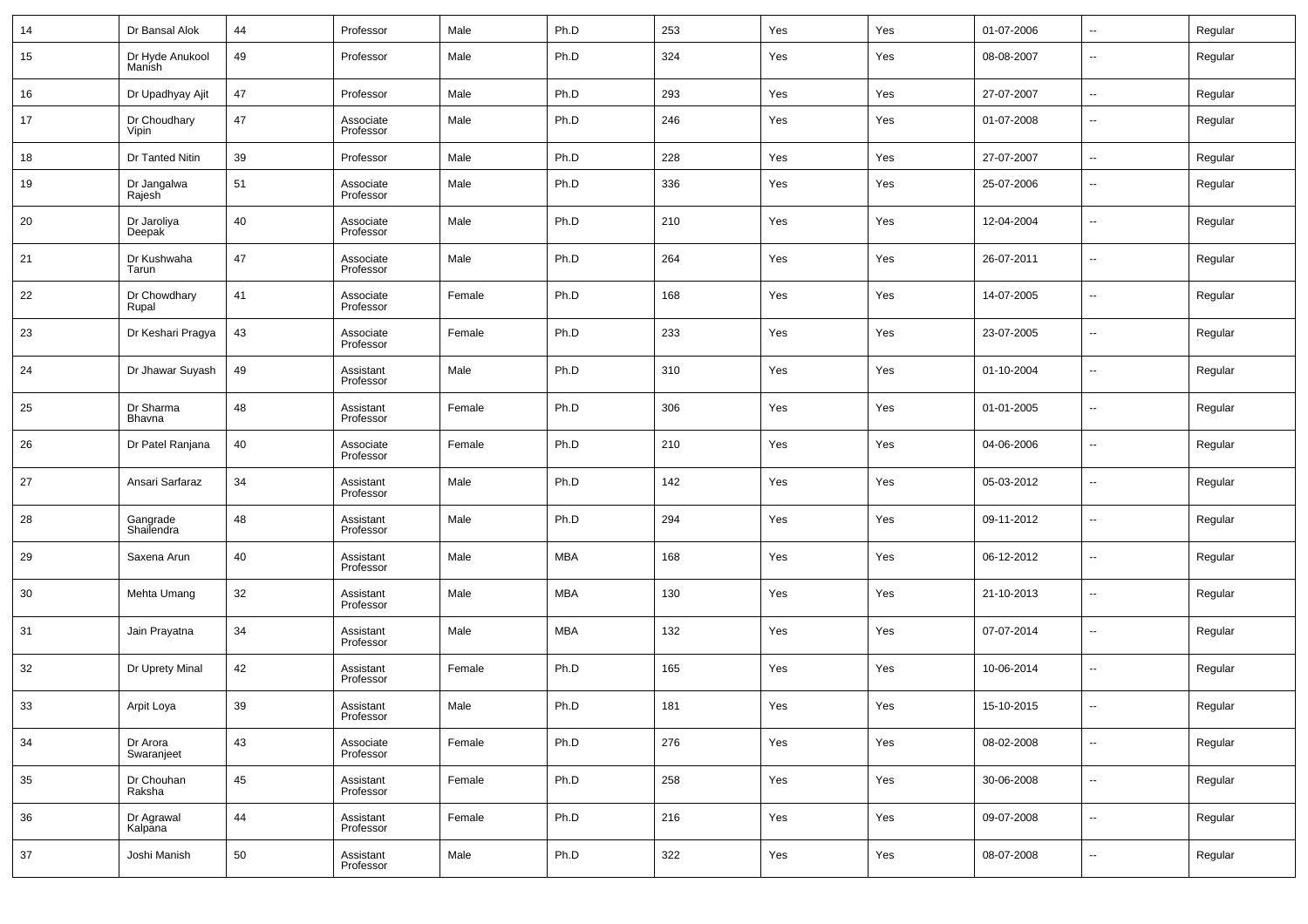| 14 | Dr Bansal Alok | 44 | Professor | Male | Ph.D | 253 | Yes | Yes | 01-07-2006 | -- | Regular |
|---|---|---|---|---|---|---|---|---|---|---|---|
| 15 | Dr Hyde Anukool Manish | 49 | Professor | Male | Ph.D | 324 | Yes | Yes | 08-08-2007 | -- | Regular |
| 16 | Dr Upadhyay Ajit | 47 | Professor | Male | Ph.D | 293 | Yes | Yes | 27-07-2007 | -- | Regular |
| 17 | Dr Choudhary Vipin | 47 | Associate Professor | Male | Ph.D | 246 | Yes | Yes | 01-07-2008 | -- | Regular |
| 18 | Dr Tanted Nitin | 39 | Professor | Male | Ph.D | 228 | Yes | Yes | 27-07-2007 | -- | Regular |
| 19 | Dr Jangalwa Rajesh | 51 | Associate Professor | Male | Ph.D | 336 | Yes | Yes | 25-07-2006 | -- | Regular |
| 20 | Dr Jaroliya Deepak | 40 | Associate Professor | Male | Ph.D | 210 | Yes | Yes | 12-04-2004 | -- | Regular |
| 21 | Dr Kushwaha Tarun | 47 | Associate Professor | Male | Ph.D | 264 | Yes | Yes | 26-07-2011 | -- | Regular |
| 22 | Dr Chowdhary Rupal | 41 | Associate Professor | Female | Ph.D | 168 | Yes | Yes | 14-07-2005 | -- | Regular |
| 23 | Dr Keshari Pragya | 43 | Associate Professor | Female | Ph.D | 233 | Yes | Yes | 23-07-2005 | -- | Regular |
| 24 | Dr Jhawar Suyash | 49 | Assistant Professor | Male | Ph.D | 310 | Yes | Yes | 01-10-2004 | -- | Regular |
| 25 | Dr Sharma Bhavna | 48 | Assistant Professor | Female | Ph.D | 306 | Yes | Yes | 01-01-2005 | -- | Regular |
| 26 | Dr Patel Ranjana | 40 | Associate Professor | Female | Ph.D | 210 | Yes | Yes | 04-06-2006 | -- | Regular |
| 27 | Ansari Sarfaraz | 34 | Assistant Professor | Male | Ph.D | 142 | Yes | Yes | 05-03-2012 | -- | Regular |
| 28 | Gangrade Shailendra | 48 | Assistant Professor | Male | Ph.D | 294 | Yes | Yes | 09-11-2012 | -- | Regular |
| 29 | Saxena Arun | 40 | Assistant Professor | Male | MBA | 168 | Yes | Yes | 06-12-2012 | -- | Regular |
| 30 | Mehta Umang | 32 | Assistant Professor | Male | MBA | 130 | Yes | Yes | 21-10-2013 | -- | Regular |
| 31 | Jain Prayatna | 34 | Assistant Professor | Male | MBA | 132 | Yes | Yes | 07-07-2014 | -- | Regular |
| 32 | Dr Uprety Minal | 42 | Assistant Professor | Female | Ph.D | 165 | Yes | Yes | 10-06-2014 | -- | Regular |
| 33 | Arpit Loya | 39 | Assistant Professor | Male | Ph.D | 181 | Yes | Yes | 15-10-2015 | -- | Regular |
| 34 | Dr Arora Swaranjeet | 43 | Associate Professor | Female | Ph.D | 276 | Yes | Yes | 08-02-2008 | -- | Regular |
| 35 | Dr Chouhan Raksha | 45 | Assistant Professor | Female | Ph.D | 258 | Yes | Yes | 30-06-2008 | -- | Regular |
| 36 | Dr Agrawal Kalpana | 44 | Assistant Professor | Female | Ph.D | 216 | Yes | Yes | 09-07-2008 | -- | Regular |
| 37 | Joshi Manish | 50 | Assistant Professor | Male | Ph.D | 322 | Yes | Yes | 08-07-2008 | -- | Regular |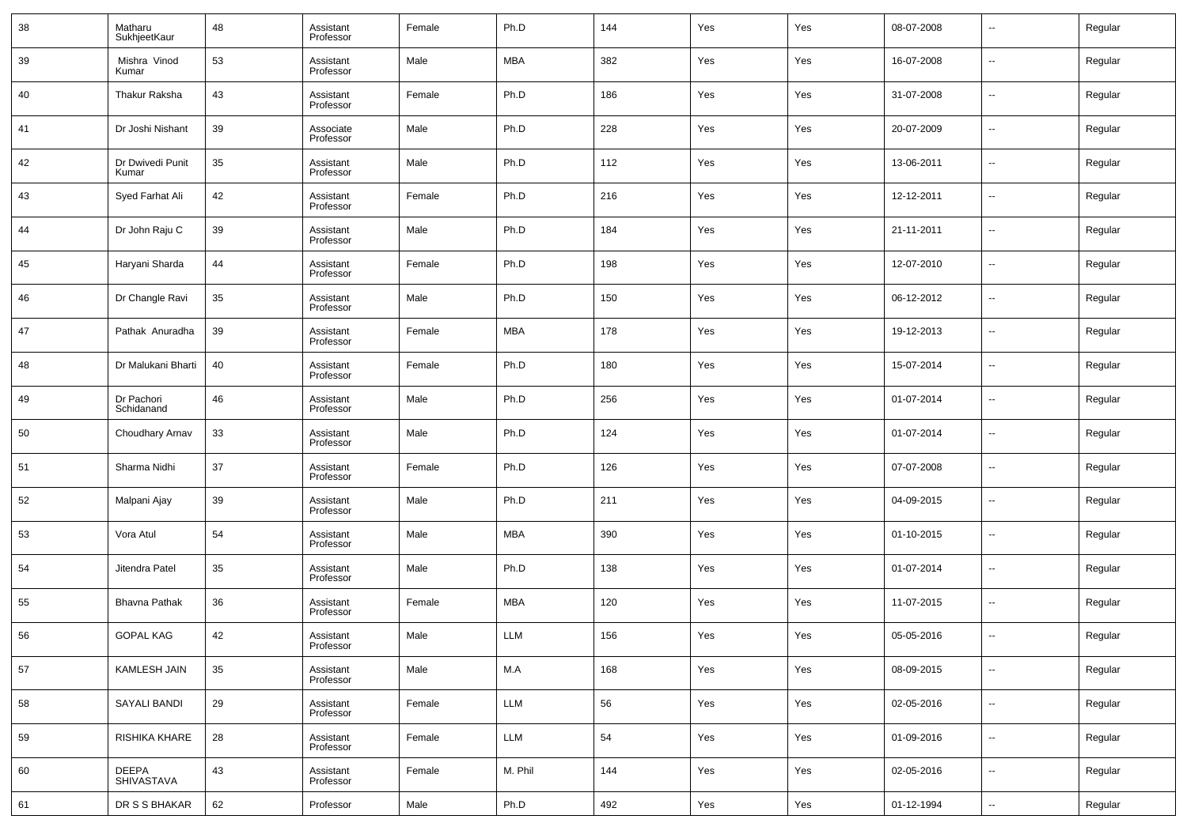| 38 | Matharu SukhjeetKaur | 48 | Assistant Professor | Female | Ph.D | 144 | Yes | Yes | 08-07-2008 | -- | Regular |
|---|---|---|---|---|---|---|---|---|---|---|---|
| 39 | Mishra Vinod Kumar | 53 | Assistant Professor | Male | MBA | 382 | Yes | Yes | 16-07-2008 | -- | Regular |
| 40 | Thakur Raksha | 43 | Assistant Professor | Female | Ph.D | 186 | Yes | Yes | 31-07-2008 | -- | Regular |
| 41 | Dr Joshi Nishant | 39 | Associate Professor | Male | Ph.D | 228 | Yes | Yes | 20-07-2009 | -- | Regular |
| 42 | Dr Dwivedi Punit Kumar | 35 | Assistant Professor | Male | Ph.D | 112 | Yes | Yes | 13-06-2011 | -- | Regular |
| 43 | Syed Farhat Ali | 42 | Assistant Professor | Female | Ph.D | 216 | Yes | Yes | 12-12-2011 | -- | Regular |
| 44 | Dr John Raju C | 39 | Assistant Professor | Male | Ph.D | 184 | Yes | Yes | 21-11-2011 | -- | Regular |
| 45 | Haryani Sharda | 44 | Assistant Professor | Female | Ph.D | 198 | Yes | Yes | 12-07-2010 | -- | Regular |
| 46 | Dr Changle Ravi | 35 | Assistant Professor | Male | Ph.D | 150 | Yes | Yes | 06-12-2012 | -- | Regular |
| 47 | Pathak Anuradha | 39 | Assistant Professor | Female | MBA | 178 | Yes | Yes | 19-12-2013 | -- | Regular |
| 48 | Dr Malukani Bharti | 40 | Assistant Professor | Female | Ph.D | 180 | Yes | Yes | 15-07-2014 | -- | Regular |
| 49 | Dr Pachori Schidanand | 46 | Assistant Professor | Male | Ph.D | 256 | Yes | Yes | 01-07-2014 | -- | Regular |
| 50 | Choudhary Arnav | 33 | Assistant Professor | Male | Ph.D | 124 | Yes | Yes | 01-07-2014 | -- | Regular |
| 51 | Sharma Nidhi | 37 | Assistant Professor | Female | Ph.D | 126 | Yes | Yes | 07-07-2008 | -- | Regular |
| 52 | Malpani Ajay | 39 | Assistant Professor | Male | Ph.D | 211 | Yes | Yes | 04-09-2015 | -- | Regular |
| 53 | Vora Atul | 54 | Assistant Professor | Male | MBA | 390 | Yes | Yes | 01-10-2015 | -- | Regular |
| 54 | Jitendra Patel | 35 | Assistant Professor | Male | Ph.D | 138 | Yes | Yes | 01-07-2014 | -- | Regular |
| 55 | Bhavna Pathak | 36 | Assistant Professor | Female | MBA | 120 | Yes | Yes | 11-07-2015 | -- | Regular |
| 56 | GOPAL KAG | 42 | Assistant Professor | Male | LLM | 156 | Yes | Yes | 05-05-2016 | -- | Regular |
| 57 | KAMLESH JAIN | 35 | Assistant Professor | Male | M.A | 168 | Yes | Yes | 08-09-2015 | -- | Regular |
| 58 | SAYALI BANDI | 29 | Assistant Professor | Female | LLM | 56 | Yes | Yes | 02-05-2016 | -- | Regular |
| 59 | RISHIKA KHARE | 28 | Assistant Professor | Female | LLM | 54 | Yes | Yes | 01-09-2016 | -- | Regular |
| 60 | DEEPA SHIVASTAVA | 43 | Assistant Professor | Female | M. Phil | 144 | Yes | Yes | 02-05-2016 | -- | Regular |
| 61 | DR S S BHAKAR | 62 | Professor | Male | Ph.D | 492 | Yes | Yes | 01-12-1994 | -- | Regular |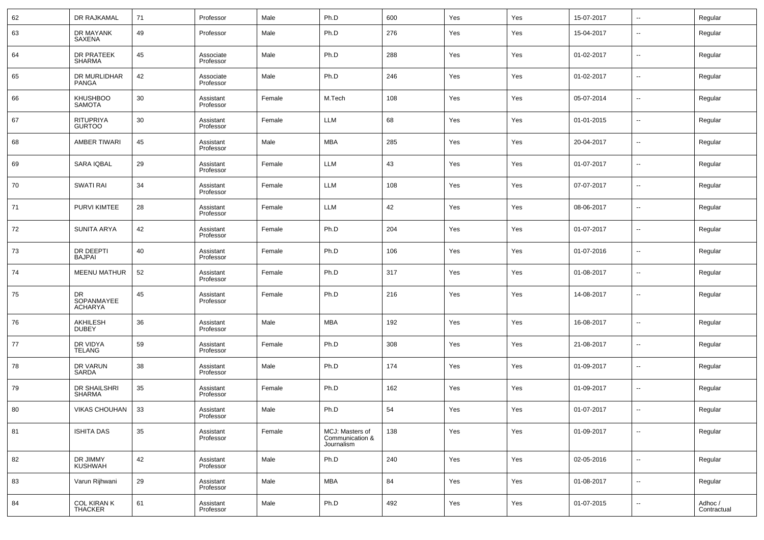| 62 | DR RAJKAMAL | 71 | Professor | Male | Ph.D | 600 | Yes | Yes | 15-07-2017 | -- | Regular |
|---|---|---|---|---|---|---|---|---|---|---|---|
| 63 | DR MAYANK SAXENA | 49 | Professor | Male | Ph.D | 276 | Yes | Yes | 15-04-2017 | -- | Regular |
| 64 | DR PRATEEK SHARMA | 45 | Associate Professor | Male | Ph.D | 288 | Yes | Yes | 01-02-2017 | -- | Regular |
| 65 | DR MURLIDHAR PANGA | 42 | Associate Professor | Male | Ph.D | 246 | Yes | Yes | 01-02-2017 | -- | Regular |
| 66 | KHUSHBOO SAMOTA | 30 | Assistant Professor | Female | M.Tech | 108 | Yes | Yes | 05-07-2014 | -- | Regular |
| 67 | RITUPRIYA GURTOO | 30 | Assistant Professor | Female | LLM | 68 | Yes | Yes | 01-01-2015 | -- | Regular |
| 68 | AMBER TIWARI | 45 | Assistant Professor | Male | MBA | 285 | Yes | Yes | 20-04-2017 | -- | Regular |
| 69 | SARA IQBAL | 29 | Assistant Professor | Female | LLM | 43 | Yes | Yes | 01-07-2017 | -- | Regular |
| 70 | SWATI RAI | 34 | Assistant Professor | Female | LLM | 108 | Yes | Yes | 07-07-2017 | -- | Regular |
| 71 | PURVI KIMTEE | 28 | Assistant Professor | Female | LLM | 42 | Yes | Yes | 08-06-2017 | -- | Regular |
| 72 | SUNITA ARYA | 42 | Assistant Professor | Female | Ph.D | 204 | Yes | Yes | 01-07-2017 | -- | Regular |
| 73 | DR DEEPTI BAJPAI | 40 | Assistant Professor | Female | Ph.D | 106 | Yes | Yes | 01-07-2016 | -- | Regular |
| 74 | MEENU MATHUR | 52 | Assistant Professor | Female | Ph.D | 317 | Yes | Yes | 01-08-2017 | -- | Regular |
| 75 | DR SOPANMAYEE ACHARYA | 45 | Assistant Professor | Female | Ph.D | 216 | Yes | Yes | 14-08-2017 | -- | Regular |
| 76 | AKHILESH DUBEY | 36 | Assistant Professor | Male | MBA | 192 | Yes | Yes | 16-08-2017 | -- | Regular |
| 77 | DR VIDYA TELANG | 59 | Assistant Professor | Female | Ph.D | 308 | Yes | Yes | 21-08-2017 | -- | Regular |
| 78 | DR VARUN SARDA | 38 | Assistant Professor | Male | Ph.D | 174 | Yes | Yes | 01-09-2017 | -- | Regular |
| 79 | DR SHAILSHRI SHARMA | 35 | Assistant Professor | Female | Ph.D | 162 | Yes | Yes | 01-09-2017 | -- | Regular |
| 80 | VIKAS CHOUHAN | 33 | Assistant Professor | Male | Ph.D | 54 | Yes | Yes | 01-07-2017 | -- | Regular |
| 81 | ISHITA DAS | 35 | Assistant Professor | Female | MCJ: Masters of Communication & Journalism | 138 | Yes | Yes | 01-09-2017 | -- | Regular |
| 82 | DR JIMMY KUSHWAH | 42 | Assistant Professor | Male | Ph.D | 240 | Yes | Yes | 02-05-2016 | -- | Regular |
| 83 | Varun Rijhwani | 29 | Assistant Professor | Male | MBA | 84 | Yes | Yes | 01-08-2017 | -- | Regular |
| 84 | COL KIRAN K THACKER | 61 | Assistant Professor | Male | Ph.D | 492 | Yes | Yes | 01-07-2015 | -- | Adhoc / Contractual |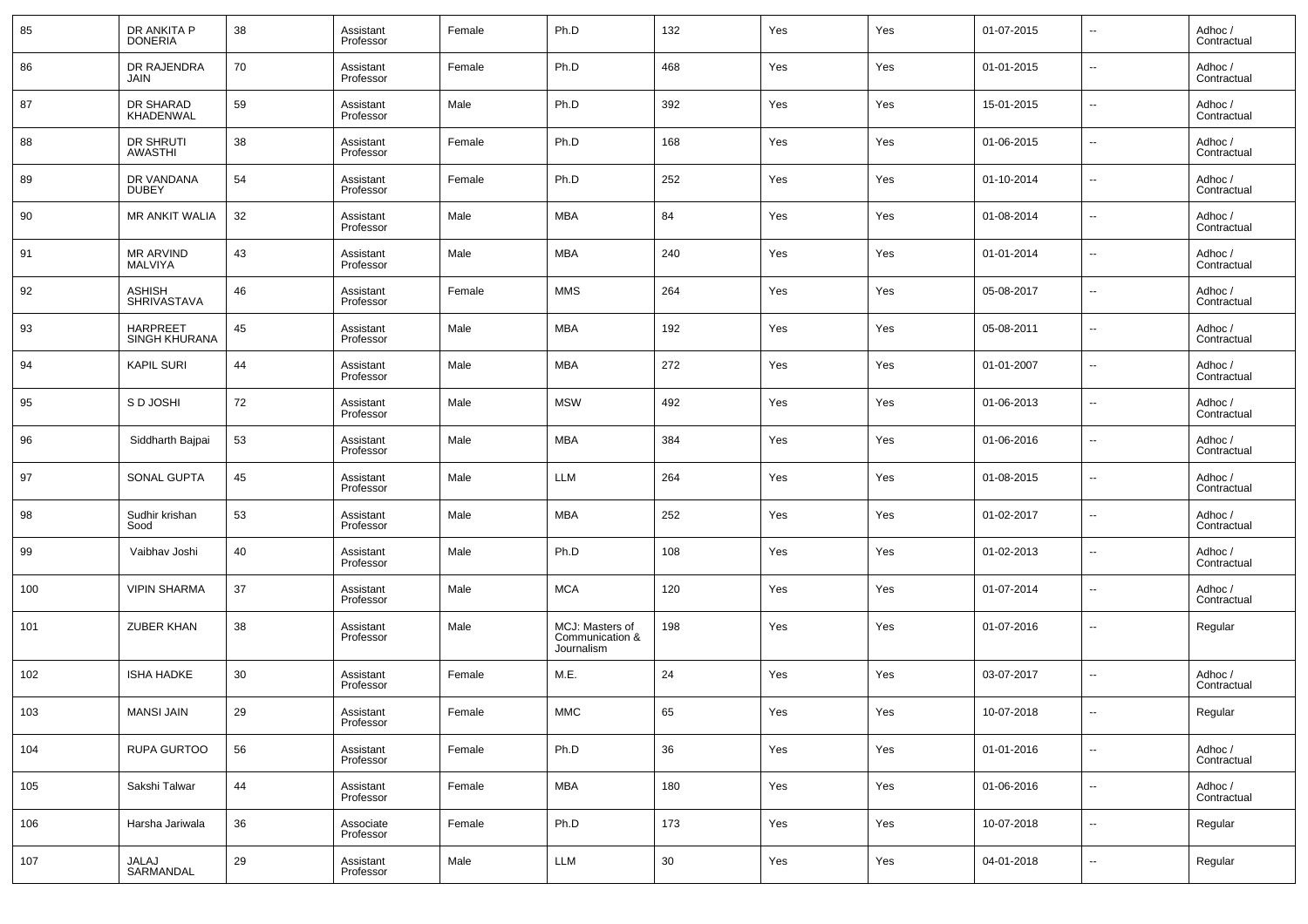| 85 | DR ANKITA P DONERIA | 38 | Assistant Professor | Female | Ph.D | 132 | Yes | Yes | 01-07-2015 | -- | Adhoc / Contractual |
|---|---|---|---|---|---|---|---|---|---|---|---|
| 86 | DR RAJENDRA JAIN | 70 | Assistant Professor | Female | Ph.D | 468 | Yes | Yes | 01-01-2015 | -- | Adhoc / Contractual |
| 87 | DR SHARAD KHADENWAL | 59 | Assistant Professor | Male | Ph.D | 392 | Yes | Yes | 15-01-2015 | -- | Adhoc / Contractual |
| 88 | DR SHRUTI AWASTHI | 38 | Assistant Professor | Female | Ph.D | 168 | Yes | Yes | 01-06-2015 | -- | Adhoc / Contractual |
| 89 | DR VANDANA DUBEY | 54 | Assistant Professor | Female | Ph.D | 252 | Yes | Yes | 01-10-2014 | -- | Adhoc / Contractual |
| 90 | MR ANKIT WALIA | 32 | Assistant Professor | Male | MBA | 84 | Yes | Yes | 01-08-2014 | -- | Adhoc / Contractual |
| 91 | MR ARVIND MALVIYA | 43 | Assistant Professor | Male | MBA | 240 | Yes | Yes | 01-01-2014 | -- | Adhoc / Contractual |
| 92 | ASHISH SHRIVASTAVA | 46 | Assistant Professor | Female | MMS | 264 | Yes | Yes | 05-08-2017 | -- | Adhoc / Contractual |
| 93 | HARPREET SINGH KHURANA | 45 | Assistant Professor | Male | MBA | 192 | Yes | Yes | 05-08-2011 | -- | Adhoc / Contractual |
| 94 | KAPIL SURI | 44 | Assistant Professor | Male | MBA | 272 | Yes | Yes | 01-01-2007 | -- | Adhoc / Contractual |
| 95 | S D JOSHI | 72 | Assistant Professor | Male | MSW | 492 | Yes | Yes | 01-06-2013 | -- | Adhoc / Contractual |
| 96 | Siddharth Bajpai | 53 | Assistant Professor | Male | MBA | 384 | Yes | Yes | 01-06-2016 | -- | Adhoc / Contractual |
| 97 | SONAL GUPTA | 45 | Assistant Professor | Male | LLM | 264 | Yes | Yes | 01-08-2015 | -- | Adhoc / Contractual |
| 98 | Sudhir krishan Sood | 53 | Assistant Professor | Male | MBA | 252 | Yes | Yes | 01-02-2017 | -- | Adhoc / Contractual |
| 99 | Vaibhav Joshi | 40 | Assistant Professor | Male | Ph.D | 108 | Yes | Yes | 01-02-2013 | -- | Adhoc / Contractual |
| 100 | VIPIN SHARMA | 37 | Assistant Professor | Male | MCA | 120 | Yes | Yes | 01-07-2014 | -- | Adhoc / Contractual |
| 101 | ZUBER KHAN | 38 | Assistant Professor | Male | MCJ: Masters of Communication & Journalism | 198 | Yes | Yes | 01-07-2016 | -- | Regular |
| 102 | ISHA HADKE | 30 | Assistant Professor | Female | M.E. | 24 | Yes | Yes | 03-07-2017 | -- | Adhoc / Contractual |
| 103 | MANSI JAIN | 29 | Assistant Professor | Female | MMC | 65 | Yes | Yes | 10-07-2018 | -- | Regular |
| 104 | RUPA GURTOO | 56 | Assistant Professor | Female | Ph.D | 36 | Yes | Yes | 01-01-2016 | -- | Adhoc / Contractual |
| 105 | Sakshi Talwar | 44 | Assistant Professor | Female | MBA | 180 | Yes | Yes | 01-06-2016 | -- | Adhoc / Contractual |
| 106 | Harsha Jariwala | 36 | Associate Professor | Female | Ph.D | 173 | Yes | Yes | 10-07-2018 | -- | Regular |
| 107 | JALAJ SARMANDAL | 29 | Assistant Professor | Male | LLM | 30 | Yes | Yes | 04-01-2018 | -- | Regular |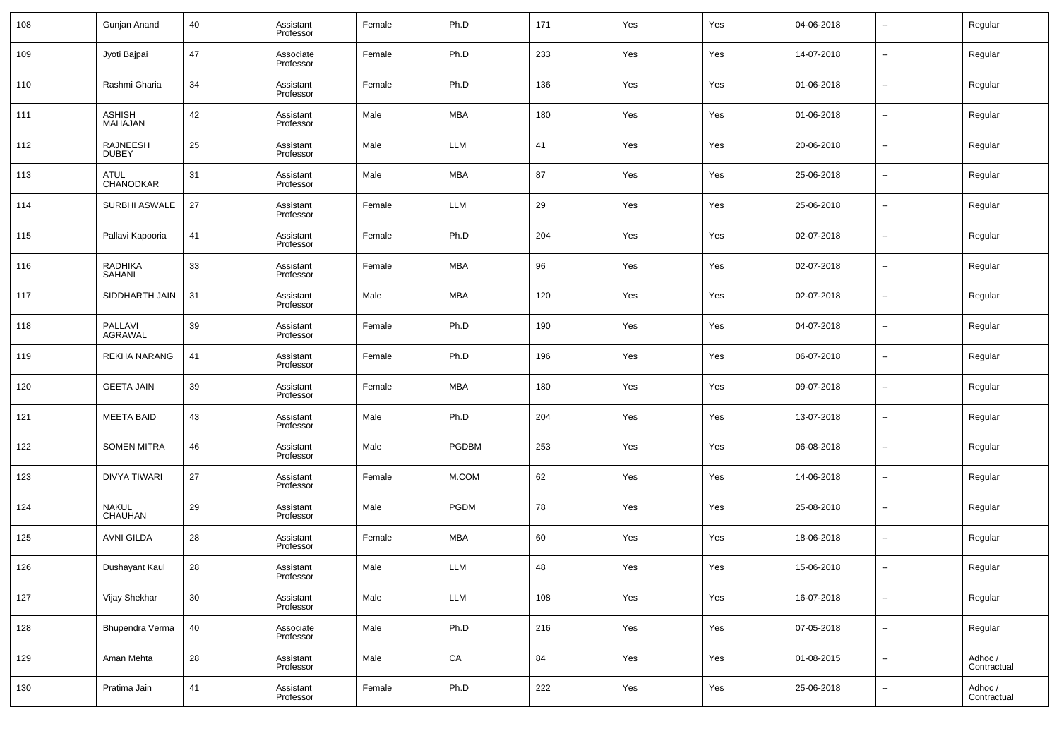| 108 | Gunjan Anand | 40 | Assistant Professor | Female | Ph.D | 171 | Yes | Yes | 04-06-2018 | -- | Regular |
|---|---|---|---|---|---|---|---|---|---|---|---|
| 109 | Jyoti Bajpai | 47 | Associate Professor | Female | Ph.D | 233 | Yes | Yes | 14-07-2018 | -- | Regular |
| 110 | Rashmi Gharia | 34 | Assistant Professor | Female | Ph.D | 136 | Yes | Yes | 01-06-2018 | -- | Regular |
| 111 | ASHISH MAHAJAN | 42 | Assistant Professor | Male | MBA | 180 | Yes | Yes | 01-06-2018 | -- | Regular |
| 112 | RAJNEESH DUBEY | 25 | Assistant Professor | Male | LLM | 41 | Yes | Yes | 20-06-2018 | -- | Regular |
| 113 | ATUL CHANODKAR | 31 | Assistant Professor | Male | MBA | 87 | Yes | Yes | 25-06-2018 | -- | Regular |
| 114 | SURBHI ASWALE | 27 | Assistant Professor | Female | LLM | 29 | Yes | Yes | 25-06-2018 | -- | Regular |
| 115 | Pallavi Kapooria | 41 | Assistant Professor | Female | Ph.D | 204 | Yes | Yes | 02-07-2018 | -- | Regular |
| 116 | RADHIKA SAHANI | 33 | Assistant Professor | Female | MBA | 96 | Yes | Yes | 02-07-2018 | -- | Regular |
| 117 | SIDDHARTH JAIN | 31 | Assistant Professor | Male | MBA | 120 | Yes | Yes | 02-07-2018 | -- | Regular |
| 118 | PALLAVI AGRAWAL | 39 | Assistant Professor | Female | Ph.D | 190 | Yes | Yes | 04-07-2018 | -- | Regular |
| 119 | REKHA NARANG | 41 | Assistant Professor | Female | Ph.D | 196 | Yes | Yes | 06-07-2018 | -- | Regular |
| 120 | GEETA JAIN | 39 | Assistant Professor | Female | MBA | 180 | Yes | Yes | 09-07-2018 | -- | Regular |
| 121 | MEETA BAID | 43 | Assistant Professor | Male | Ph.D | 204 | Yes | Yes | 13-07-2018 | -- | Regular |
| 122 | SOMEN MITRA | 46 | Assistant Professor | Male | PGDBM | 253 | Yes | Yes | 06-08-2018 | -- | Regular |
| 123 | DIVYA TIWARI | 27 | Assistant Professor | Female | M.COM | 62 | Yes | Yes | 14-06-2018 | -- | Regular |
| 124 | NAKUL CHAUHAN | 29 | Assistant Professor | Male | PGDM | 78 | Yes | Yes | 25-08-2018 | -- | Regular |
| 125 | AVNI GILDA | 28 | Assistant Professor | Female | MBA | 60 | Yes | Yes | 18-06-2018 | -- | Regular |
| 126 | Dushayant Kaul | 28 | Assistant Professor | Male | LLM | 48 | Yes | Yes | 15-06-2018 | -- | Regular |
| 127 | Vijay Shekhar | 30 | Assistant Professor | Male | LLM | 108 | Yes | Yes | 16-07-2018 | -- | Regular |
| 128 | Bhupendra Verma | 40 | Associate Professor | Male | Ph.D | 216 | Yes | Yes | 07-05-2018 | -- | Regular |
| 129 | Aman Mehta | 28 | Assistant Professor | Male | CA | 84 | Yes | Yes | 01-08-2015 | -- | Adhoc / Contractual |
| 130 | Pratima Jain | 41 | Assistant Professor | Female | Ph.D | 222 | Yes | Yes | 25-06-2018 | -- | Adhoc / Contractual |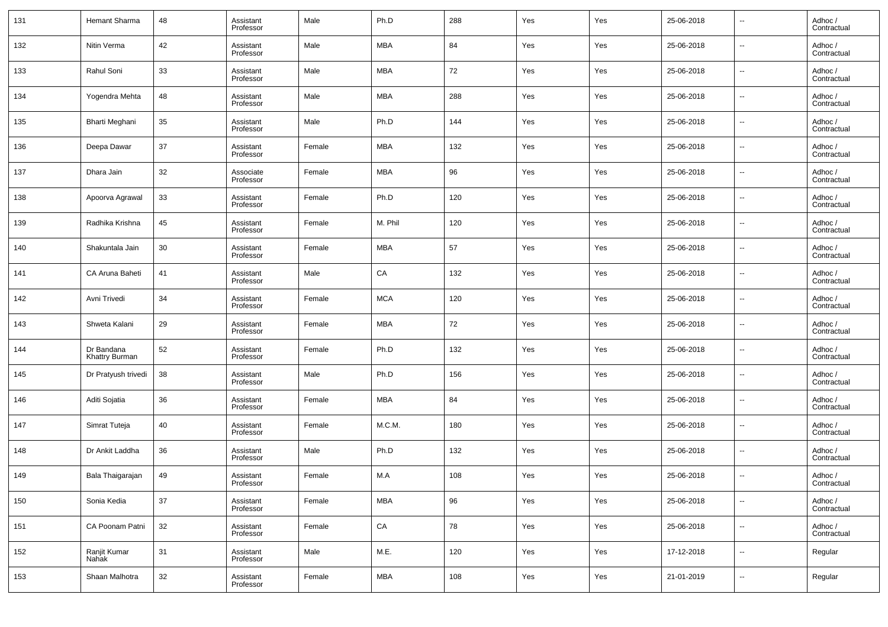| 131 | Hemant Sharma | 48 | Assistant Professor | Male | Ph.D | 288 | Yes | Yes | 25-06-2018 | -- | Adhoc / Contractual |
|---|---|---|---|---|---|---|---|---|---|---|---|
| 132 | Nitin Verma | 42 | Assistant Professor | Male | MBA | 84 | Yes | Yes | 25-06-2018 | -- | Adhoc / Contractual |
| 133 | Rahul Soni | 33 | Assistant Professor | Male | MBA | 72 | Yes | Yes | 25-06-2018 | -- | Adhoc / Contractual |
| 134 | Yogendra Mehta | 48 | Assistant Professor | Male | MBA | 288 | Yes | Yes | 25-06-2018 | -- | Adhoc / Contractual |
| 135 | Bharti Meghani | 35 | Assistant Professor | Male | Ph.D | 144 | Yes | Yes | 25-06-2018 | -- | Adhoc / Contractual |
| 136 | Deepa Dawar | 37 | Assistant Professor | Female | MBA | 132 | Yes | Yes | 25-06-2018 | -- | Adhoc / Contractual |
| 137 | Dhara Jain | 32 | Associate Professor | Female | MBA | 96 | Yes | Yes | 25-06-2018 | -- | Adhoc / Contractual |
| 138 | Apoorva Agrawal | 33 | Assistant Professor | Female | Ph.D | 120 | Yes | Yes | 25-06-2018 | -- | Adhoc / Contractual |
| 139 | Radhika Krishna | 45 | Assistant Professor | Female | M. Phil | 120 | Yes | Yes | 25-06-2018 | -- | Adhoc / Contractual |
| 140 | Shakuntala Jain | 30 | Assistant Professor | Female | MBA | 57 | Yes | Yes | 25-06-2018 | -- | Adhoc / Contractual |
| 141 | CA Aruna Baheti | 41 | Assistant Professor | Male | CA | 132 | Yes | Yes | 25-06-2018 | -- | Adhoc / Contractual |
| 142 | Avni Trivedi | 34 | Assistant Professor | Female | MCA | 120 | Yes | Yes | 25-06-2018 | -- | Adhoc / Contractual |
| 143 | Shweta Kalani | 29 | Assistant Professor | Female | MBA | 72 | Yes | Yes | 25-06-2018 | -- | Adhoc / Contractual |
| 144 | Dr Bandana Khattry Burman | 52 | Assistant Professor | Female | Ph.D | 132 | Yes | Yes | 25-06-2018 | -- | Adhoc / Contractual |
| 145 | Dr Pratyush trivedi | 38 | Assistant Professor | Male | Ph.D | 156 | Yes | Yes | 25-06-2018 | -- | Adhoc / Contractual |
| 146 | Aditi Sojatia | 36 | Assistant Professor | Female | MBA | 84 | Yes | Yes | 25-06-2018 | -- | Adhoc / Contractual |
| 147 | Simrat Tuteja | 40 | Assistant Professor | Female | M.C.M. | 180 | Yes | Yes | 25-06-2018 | -- | Adhoc / Contractual |
| 148 | Dr Ankit Laddha | 36 | Assistant Professor | Male | Ph.D | 132 | Yes | Yes | 25-06-2018 | -- | Adhoc / Contractual |
| 149 | Bala Thaigarajan | 49 | Assistant Professor | Female | M.A | 108 | Yes | Yes | 25-06-2018 | -- | Adhoc / Contractual |
| 150 | Sonia Kedia | 37 | Assistant Professor | Female | MBA | 96 | Yes | Yes | 25-06-2018 | -- | Adhoc / Contractual |
| 151 | CA Poonam Patni | 32 | Assistant Professor | Female | CA | 78 | Yes | Yes | 25-06-2018 | -- | Adhoc / Contractual |
| 152 | Ranjit Kumar Nahak | 31 | Assistant Professor | Male | M.E. | 120 | Yes | Yes | 17-12-2018 | -- | Regular |
| 153 | Shaan Malhotra | 32 | Assistant Professor | Female | MBA | 108 | Yes | Yes | 21-01-2019 | -- | Regular |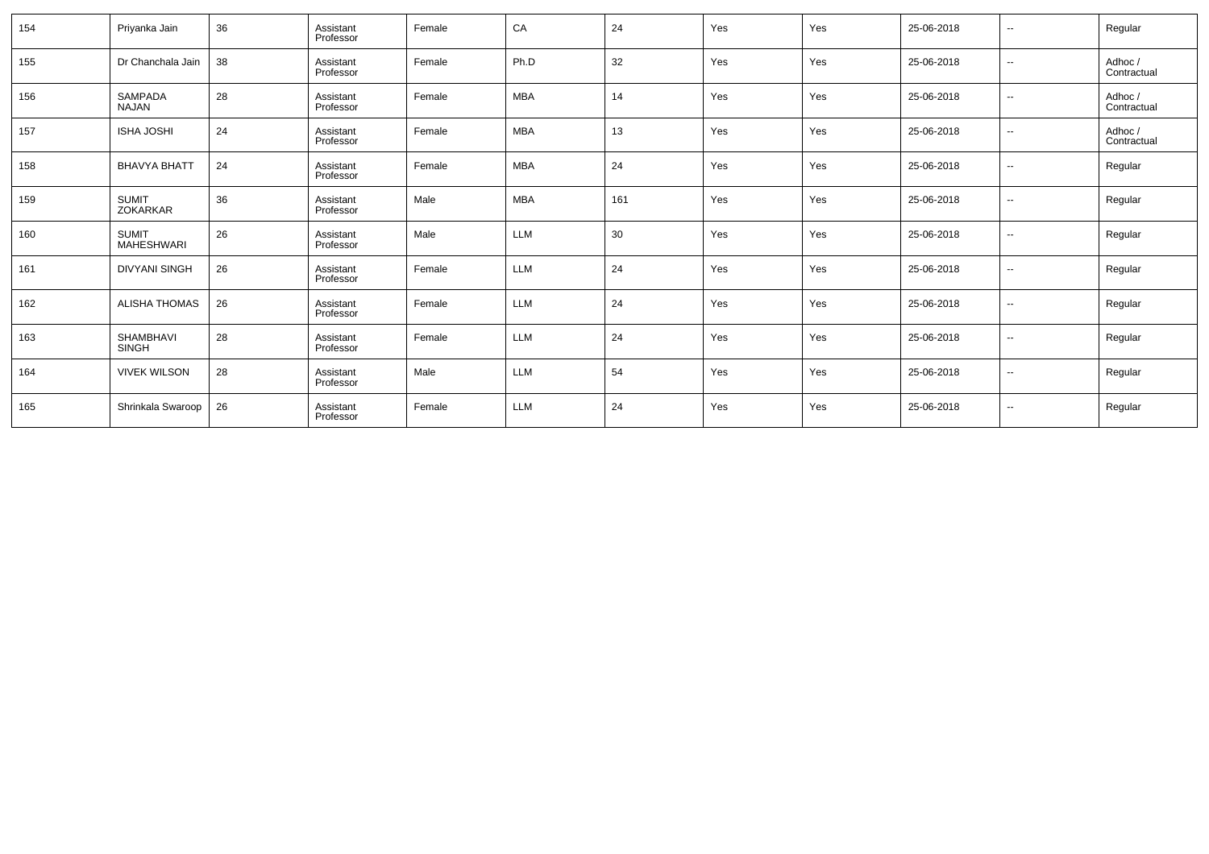| | | | | | | | | | | | |
|---|---|---|---|---|---|---|---|---|---|---|---|
| 154 | Priyanka Jain | 36 | Assistant Professor | Female | CA | 24 | Yes | Yes | 25-06-2018 | -- | Regular |
| 155 | Dr Chanchala Jain | 38 | Assistant Professor | Female | Ph.D | 32 | Yes | Yes | 25-06-2018 | -- | Adhoc / Contractual |
| 156 | SAMPADA NAJAN | 28 | Assistant Professor | Female | MBA | 14 | Yes | Yes | 25-06-2018 | -- | Adhoc / Contractual |
| 157 | ISHA JOSHI | 24 | Assistant Professor | Female | MBA | 13 | Yes | Yes | 25-06-2018 | -- | Adhoc / Contractual |
| 158 | BHAVYA BHATT | 24 | Assistant Professor | Female | MBA | 24 | Yes | Yes | 25-06-2018 | -- | Regular |
| 159 | SUMIT ZOKARKAR | 36 | Assistant Professor | Male | MBA | 161 | Yes | Yes | 25-06-2018 | -- | Regular |
| 160 | SUMIT MAHESHWARI | 26 | Assistant Professor | Male | LLM | 30 | Yes | Yes | 25-06-2018 | -- | Regular |
| 161 | DIVYANI SINGH | 26 | Assistant Professor | Female | LLM | 24 | Yes | Yes | 25-06-2018 | -- | Regular |
| 162 | ALISHA THOMAS | 26 | Assistant Professor | Female | LLM | 24 | Yes | Yes | 25-06-2018 | -- | Regular |
| 163 | SHAMBHAVI SINGH | 28 | Assistant Professor | Female | LLM | 24 | Yes | Yes | 25-06-2018 | -- | Regular |
| 164 | VIVEK WILSON | 28 | Assistant Professor | Male | LLM | 54 | Yes | Yes | 25-06-2018 | -- | Regular |
| 165 | Shrinkala Swaroop | 26 | Assistant Professor | Female | LLM | 24 | Yes | Yes | 25-06-2018 | -- | Regular |